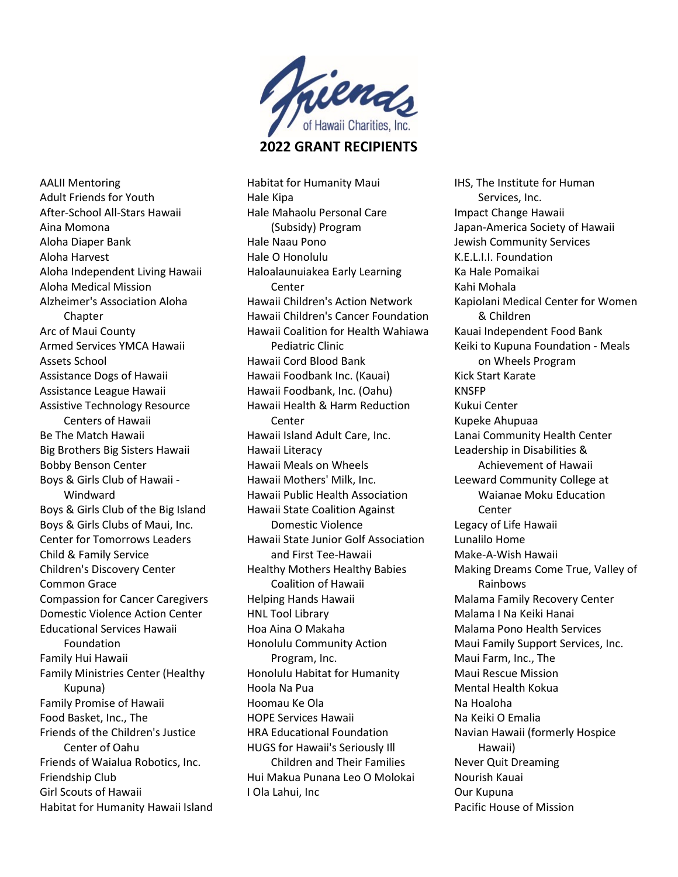Friends of Hawaii Charities, Inc.

# 2022 GRANT RECIPIENTS

- AALII Mentoring
- Adult Friends for Youth
- After-School All-Stars Hawaii
- Aina Momona
- Aloha Diaper Bank
- Aloha Harvest
- Aloha Independent Living Hawaii
- Aloha Medical Mission
- Alzheimer's Association Aloha Chapter
- Arc of Maui County
- Armed Services YMCA Hawaii
- Assets School
- Assistance Dogs of Hawaii
- Assistance League Hawaii
- Assistive Technology Resource Centers of Hawaii
- Be The Match Hawaii
- Big Brothers Big Sisters Hawaii
- Bobby Benson Center
- Boys & Girls Club of Hawaii - Windward
- Boys & Girls Club of the Big Island
- Boys & Girls Clubs of Maui, Inc.
- Center for Tomorrows Leaders
- Child & Family Service
- Children's Discovery Center
- Common Grace
- Compassion for Cancer Caregivers
- Domestic Violence Action Center
- Educational Services Hawaii Foundation
- Family Hui Hawaii
- Family Ministries Center (Healthy Kupuna)
- Family Promise of Hawaii
- Food Basket, Inc., The
- Friends of the Children's Justice Center of Oahu
- Friends of Waialua Robotics, Inc.
- Friendship Club
- Girl Scouts of Hawaii
- Habitat for Humanity Hawaii Island
- Habitat for Humanity Maui
- Hale Kipa
- Hale Mahaolu Personal Care (Subsidy) Program
- Hale Naau Pono
- Hale O Honolulu
- Haloalaunuiakea Early Learning Center
- Hawaii Children's Action Network
- Hawaii Children's Cancer Foundation
- Hawaii Coalition for Health Wahiawa Pediatric Clinic
- Hawaii Cord Blood Bank
- Hawaii Foodbank Inc. (Kauai)
- Hawaii Foodbank, Inc. (Oahu)
- Hawaii Health & Harm Reduction Center
- Hawaii Island Adult Care, Inc.
- Hawaii Literacy
- Hawaii Meals on Wheels
- Hawaii Mothers' Milk, Inc.
- Hawaii Public Health Association
- Hawaii State Coalition Against Domestic Violence
- Hawaii State Junior Golf Association and First Tee-Hawaii
- Healthy Mothers Healthy Babies Coalition of Hawaii
- Helping Hands Hawaii
- HNL Tool Library
- Hoa Aina O Makaha
- Honolulu Community Action Program, Inc.
- Honolulu Habitat for Humanity
- Hoola Na Pua
- Hoomau Ke Ola
- HOPE Services Hawaii
- HRA Educational Foundation
- HUGS for Hawaii's Seriously Ill Children and Their Families
- Hui Makua Punana Leo O Molokai
- I Ola Lahui, Inc
- IHS, The Institute for Human Services, Inc.
- Impact Change Hawaii
- Japan-America Society of Hawaii
- Jewish Community Services
- K.E.L.I.I. Foundation
- Ka Hale Pomaikai
- Kahi Mohala
- Kapiolani Medical Center for Women & Children
- Kauai Independent Food Bank
- Keiki to Kupuna Foundation - Meals on Wheels Program
- Kick Start Karate
- KNSFP
- Kukui Center
- Kupeke Ahupuaa
- Lanai Community Health Center
- Leadership in Disabilities & Achievement of Hawaii
- Leeward Community College at Waianae Moku Education Center
- Legacy of Life Hawaii
- Lunalilo Home
- Make-A-Wish Hawaii
- Making Dreams Come True, Valley of Rainbows
- Malama Family Recovery Center
- Malama I Na Keiki Hanai
- Malama Pono Health Services
- Maui Family Support Services, Inc.
- Maui Farm, Inc., The
- Maui Rescue Mission
- Mental Health Kokua
- Na Hoaloha
- Na Keiki O Emalia
- Navian Hawaii (formerly Hospice Hawaii)
- Never Quit Dreaming
- Nourish Kauai
- Our Kupuna
- Pacific House of Mission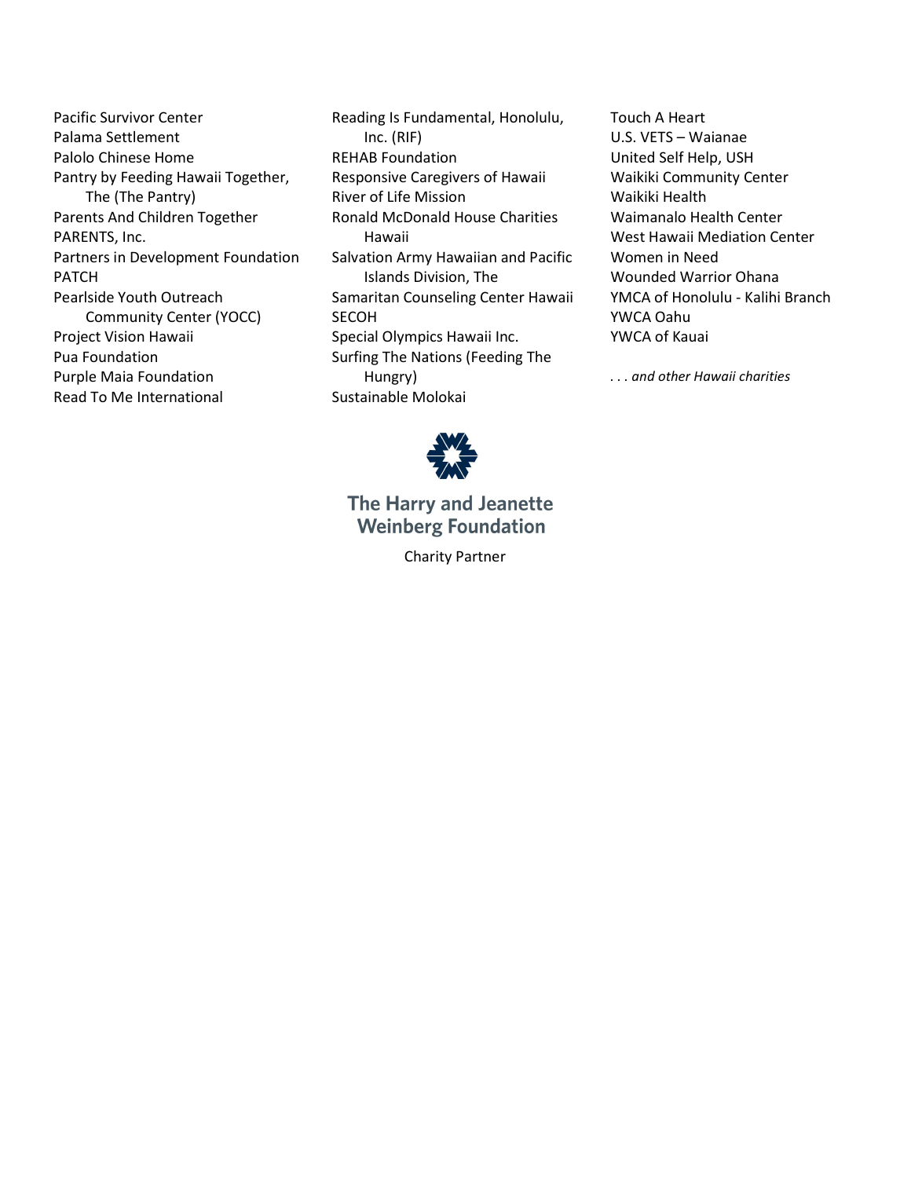Pacific Survivor Center
Palama Settlement
Palolo Chinese Home
Pantry by Feeding Hawaii Together, The (The Pantry)
Parents And Children Together
PARENTS, Inc.
Partners in Development Foundation
PATCH
Pearlside Youth Outreach Community Center (YOCC)
Project Vision Hawaii
Pua Foundation
Purple Maia Foundation
Read To Me International
Reading Is Fundamental, Honolulu, Inc. (RIF)
REHAB Foundation
Responsive Caregivers of Hawaii
River of Life Mission
Ronald McDonald House Charities Hawaii
Salvation Army Hawaiian and Pacific Islands Division, The
Samaritan Counseling Center Hawaii
SECOH
Special Olympics Hawaii Inc.
Surfing The Nations (Feeding The Hungry)
Sustainable Molokai
Touch A Heart
U.S. VETS – Waianae
United Self Help, USH
Waikiki Community Center
Waikiki Health
Waimanalo Health Center
West Hawaii Mediation Center
Women in Need
Wounded Warrior Ohana
YMCA of Honolulu - Kalihi Branch
YWCA Oahu
YWCA of Kauai

*. . . and other Hawaii charities*

**The Harry and Jeanette Weinberg Foundation**

Charity Partner